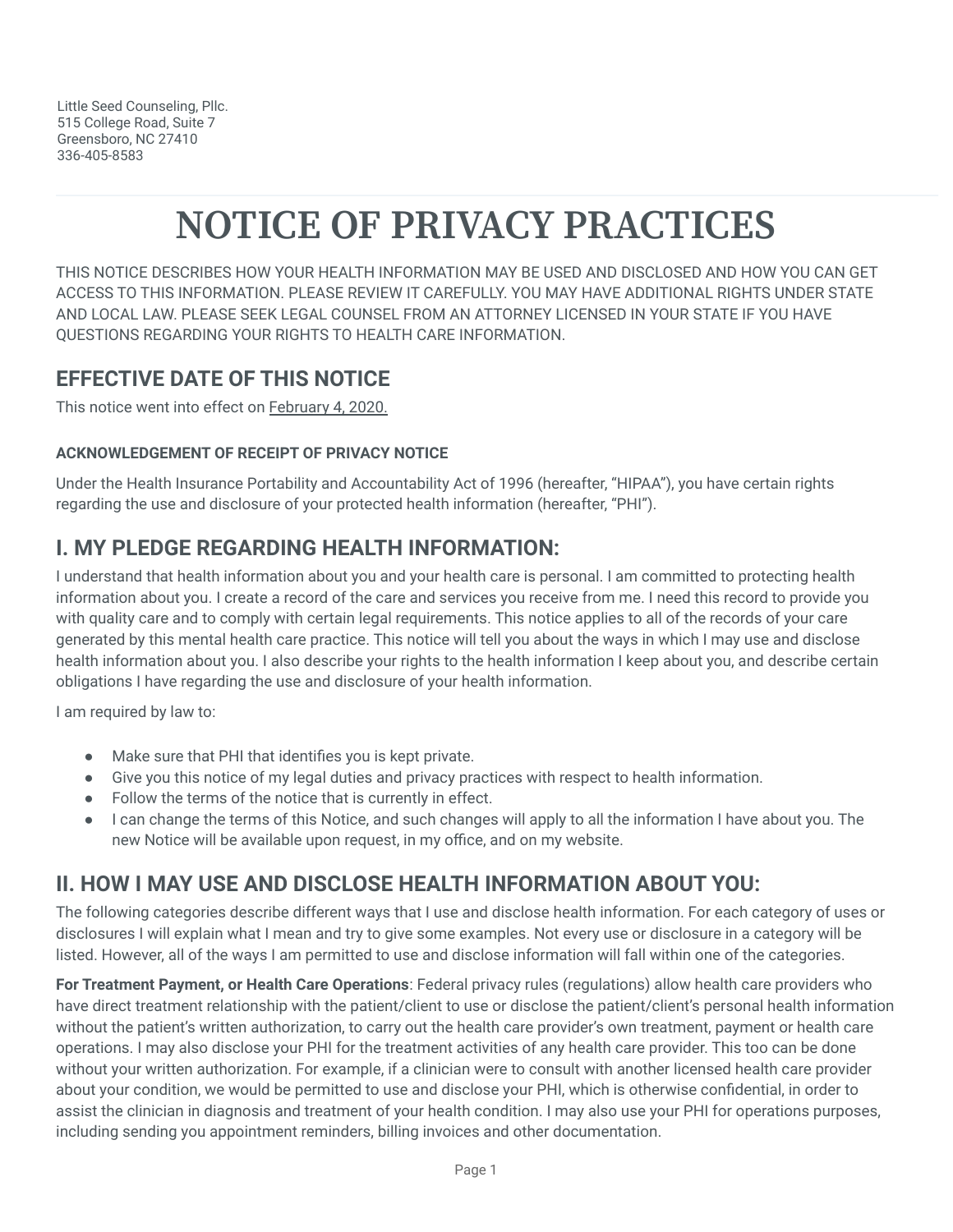Little Seed Counseling, Pllc.
515 College Road, Suite 7
Greensboro, NC 27410
336-405-8583

# NOTICE OF PRIVACY PRACTICES

THIS NOTICE DESCRIBES HOW YOUR HEALTH INFORMATION MAY BE USED AND DISCLOSED AND HOW YOU CAN GET ACCESS TO THIS INFORMATION. PLEASE REVIEW IT CAREFULLY. YOU MAY HAVE ADDITIONAL RIGHTS UNDER STATE AND LOCAL LAW. PLEASE SEEK LEGAL COUNSEL FROM AN ATTORNEY LICENSED IN YOUR STATE IF YOU HAVE QUESTIONS REGARDING YOUR RIGHTS TO HEALTH CARE INFORMATION.

## EFFECTIVE DATE OF THIS NOTICE

This notice went into effect on February 4, 2020.

#### ACKNOWLEDGEMENT OF RECEIPT OF PRIVACY NOTICE

Under the Health Insurance Portability and Accountability Act of 1996 (hereafter, "HIPAA"), you have certain rights regarding the use and disclosure of your protected health information (hereafter, "PHI").

## I. MY PLEDGE REGARDING HEALTH INFORMATION:

I understand that health information about you and your health care is personal. I am committed to protecting health information about you. I create a record of the care and services you receive from me. I need this record to provide you with quality care and to comply with certain legal requirements. This notice applies to all of the records of your care generated by this mental health care practice. This notice will tell you about the ways in which I may use and disclose health information about you. I also describe your rights to the health information I keep about you, and describe certain obligations I have regarding the use and disclosure of your health information.

I am required by law to:

- Make sure that PHI that identifies you is kept private.
- Give you this notice of my legal duties and privacy practices with respect to health information.
- Follow the terms of the notice that is currently in effect.
- I can change the terms of this Notice, and such changes will apply to all the information I have about you. The new Notice will be available upon request, in my office, and on my website.

## II. HOW I MAY USE AND DISCLOSE HEALTH INFORMATION ABOUT YOU:

The following categories describe different ways that I use and disclose health information. For each category of uses or disclosures I will explain what I mean and try to give some examples. Not every use or disclosure in a category will be listed. However, all of the ways I am permitted to use and disclose information will fall within one of the categories.

**For Treatment Payment, or Health Care Operations**: Federal privacy rules (regulations) allow health care providers who have direct treatment relationship with the patient/client to use or disclose the patient/client's personal health information without the patient's written authorization, to carry out the health care provider's own treatment, payment or health care operations. I may also disclose your PHI for the treatment activities of any health care provider. This too can be done without your written authorization. For example, if a clinician were to consult with another licensed health care provider about your condition, we would be permitted to use and disclose your PHI, which is otherwise confidential, in order to assist the clinician in diagnosis and treatment of your health condition. I may also use your PHI for operations purposes, including sending you appointment reminders, billing invoices and other documentation.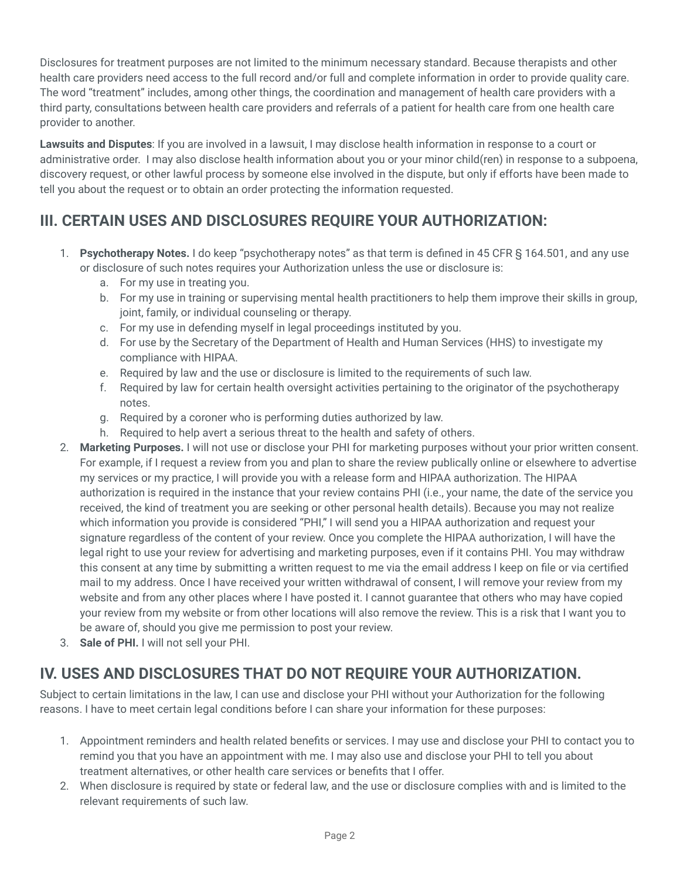Disclosures for treatment purposes are not limited to the minimum necessary standard. Because therapists and other health care providers need access to the full record and/or full and complete information in order to provide quality care. The word "treatment" includes, among other things, the coordination and management of health care providers with a third party, consultations between health care providers and referrals of a patient for health care from one health care provider to another.

**Lawsuits and Disputes**: If you are involved in a lawsuit, I may disclose health information in response to a court or administrative order. I may also disclose health information about you or your minor child(ren) in response to a subpoena, discovery request, or other lawful process by someone else involved in the dispute, but only if efforts have been made to tell you about the request or to obtain an order protecting the information requested.

## III. CERTAIN USES AND DISCLOSURES REQUIRE YOUR AUTHORIZATION:

1. **Psychotherapy Notes.** I do keep "psychotherapy notes" as that term is defined in 45 CFR § 164.501, and any use or disclosure of such notes requires your Authorization unless the use or disclosure is:
   a. For my use in treating you.
   b. For my use in training or supervising mental health practitioners to help them improve their skills in group, joint, family, or individual counseling or therapy.
   c. For my use in defending myself in legal proceedings instituted by you.
   d. For use by the Secretary of the Department of Health and Human Services (HHS) to investigate my compliance with HIPAA.
   e. Required by law and the use or disclosure is limited to the requirements of such law.
   f. Required by law for certain health oversight activities pertaining to the originator of the psychotherapy notes.
   g. Required by a coroner who is performing duties authorized by law.
   h. Required to help avert a serious threat to the health and safety of others.
2. **Marketing Purposes.** I will not use or disclose your PHI for marketing purposes without your prior written consent. For example, if I request a review from you and plan to share the review publically online or elsewhere to advertise my services or my practice, I will provide you with a release form and HIPAA authorization. The HIPAA authorization is required in the instance that your review contains PHI (i.e., your name, the date of the service you received, the kind of treatment you are seeking or other personal health details). Because you may not realize which information you provide is considered "PHI," I will send you a HIPAA authorization and request your signature regardless of the content of your review. Once you complete the HIPAA authorization, I will have the legal right to use your review for advertising and marketing purposes, even if it contains PHI. You may withdraw this consent at any time by submitting a written request to me via the email address I keep on file or via certified mail to my address. Once I have received your written withdrawal of consent, I will remove your review from my website and from any other places where I have posted it. I cannot guarantee that others who may have copied your review from my website or from other locations will also remove the review. This is a risk that I want you to be aware of, should you give me permission to post your review.
3. **Sale of PHI.** I will not sell your PHI.

## IV. USES AND DISCLOSURES THAT DO NOT REQUIRE YOUR AUTHORIZATION.

Subject to certain limitations in the law, I can use and disclose your PHI without your Authorization for the following reasons. I have to meet certain legal conditions before I can share your information for these purposes:

1. Appointment reminders and health related benefits or services. I may use and disclose your PHI to contact you to remind you that you have an appointment with me. I may also use and disclose your PHI to tell you about treatment alternatives, or other health care services or benefits that I offer.
2. When disclosure is required by state or federal law, and the use or disclosure complies with and is limited to the relevant requirements of such law.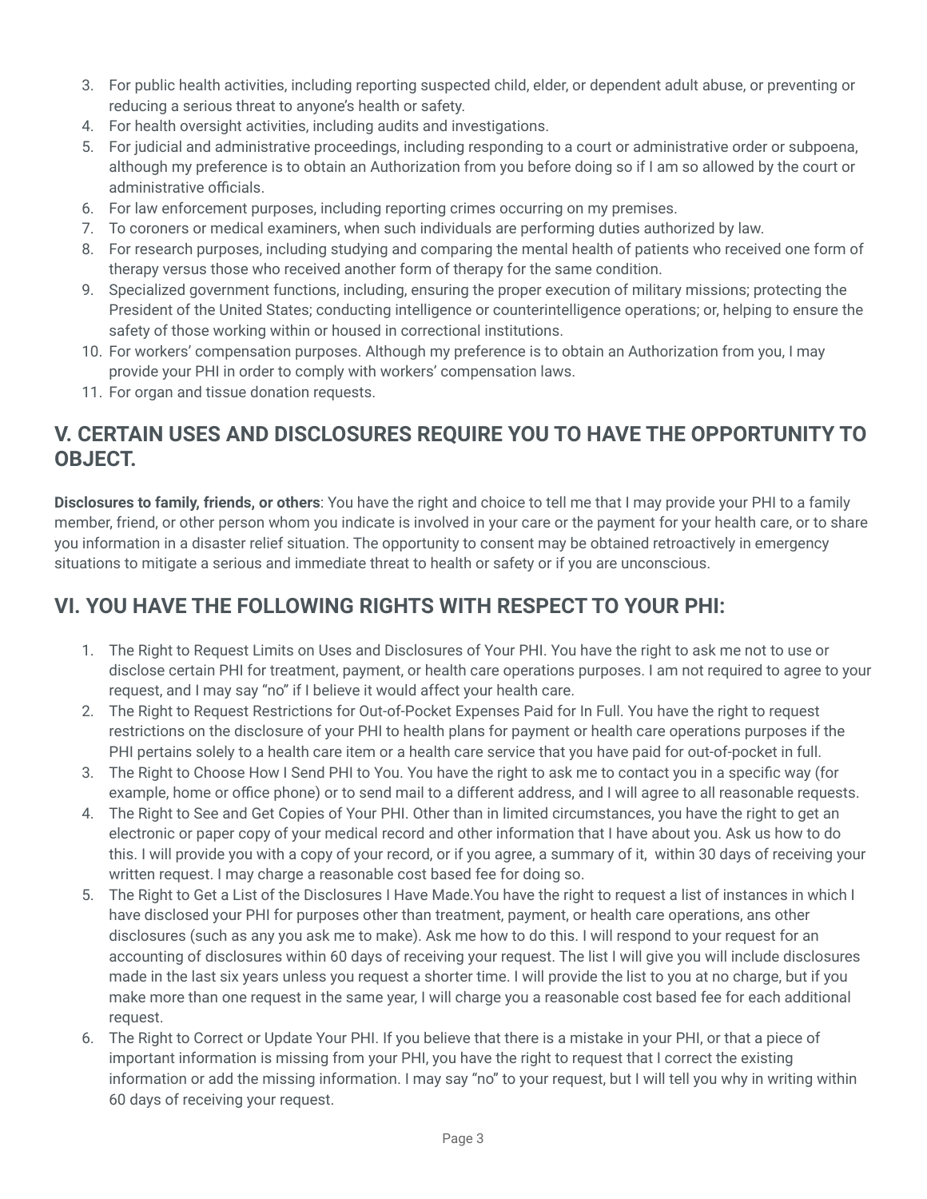3. For public health activities, including reporting suspected child, elder, or dependent adult abuse, or preventing or reducing a serious threat to anyone's health or safety.
4. For health oversight activities, including audits and investigations.
5. For judicial and administrative proceedings, including responding to a court or administrative order or subpoena, although my preference is to obtain an Authorization from you before doing so if I am so allowed by the court or administrative officials.
6. For law enforcement purposes, including reporting crimes occurring on my premises.
7. To coroners or medical examiners, when such individuals are performing duties authorized by law.
8. For research purposes, including studying and comparing the mental health of patients who received one form of therapy versus those who received another form of therapy for the same condition.
9. Specialized government functions, including, ensuring the proper execution of military missions; protecting the President of the United States; conducting intelligence or counterintelligence operations; or, helping to ensure the safety of those working within or housed in correctional institutions.
10. For workers' compensation purposes. Although my preference is to obtain an Authorization from you, I may provide your PHI in order to comply with workers' compensation laws.
11. For organ and tissue donation requests.

## V. CERTAIN USES AND DISCLOSURES REQUIRE YOU TO HAVE THE OPPORTUNITY TO OBJECT.

**Disclosures to family, friends, or others**: You have the right and choice to tell me that I may provide your PHI to a family member, friend, or other person whom you indicate is involved in your care or the payment for your health care, or to share you information in a disaster relief situation. The opportunity to consent may be obtained retroactively in emergency situations to mitigate a serious and immediate threat to health or safety or if you are unconscious.

## VI. YOU HAVE THE FOLLOWING RIGHTS WITH RESPECT TO YOUR PHI:

1. The Right to Request Limits on Uses and Disclosures of Your PHI. You have the right to ask me not to use or disclose certain PHI for treatment, payment, or health care operations purposes. I am not required to agree to your request, and I may say "no" if I believe it would affect your health care.
2. The Right to Request Restrictions for Out-of-Pocket Expenses Paid for In Full. You have the right to request restrictions on the disclosure of your PHI to health plans for payment or health care operations purposes if the PHI pertains solely to a health care item or a health care service that you have paid for out-of-pocket in full.
3. The Right to Choose How I Send PHI to You. You have the right to ask me to contact you in a specific way (for example, home or office phone) or to send mail to a different address, and I will agree to all reasonable requests.
4. The Right to See and Get Copies of Your PHI. Other than in limited circumstances, you have the right to get an electronic or paper copy of your medical record and other information that I have about you. Ask us how to do this. I will provide you with a copy of your record, or if you agree, a summary of it, within 30 days of receiving your written request. I may charge a reasonable cost based fee for doing so.
5. The Right to Get a List of the Disclosures I Have Made.You have the right to request a list of instances in which I have disclosed your PHI for purposes other than treatment, payment, or health care operations, ans other disclosures (such as any you ask me to make). Ask me how to do this. I will respond to your request for an accounting of disclosures within 60 days of receiving your request. The list I will give you will include disclosures made in the last six years unless you request a shorter time. I will provide the list to you at no charge, but if you make more than one request in the same year, I will charge you a reasonable cost based fee for each additional request.
6. The Right to Correct or Update Your PHI. If you believe that there is a mistake in your PHI, or that a piece of important information is missing from your PHI, you have the right to request that I correct the existing information or add the missing information. I may say "no" to your request, but I will tell you why in writing within 60 days of receiving your request.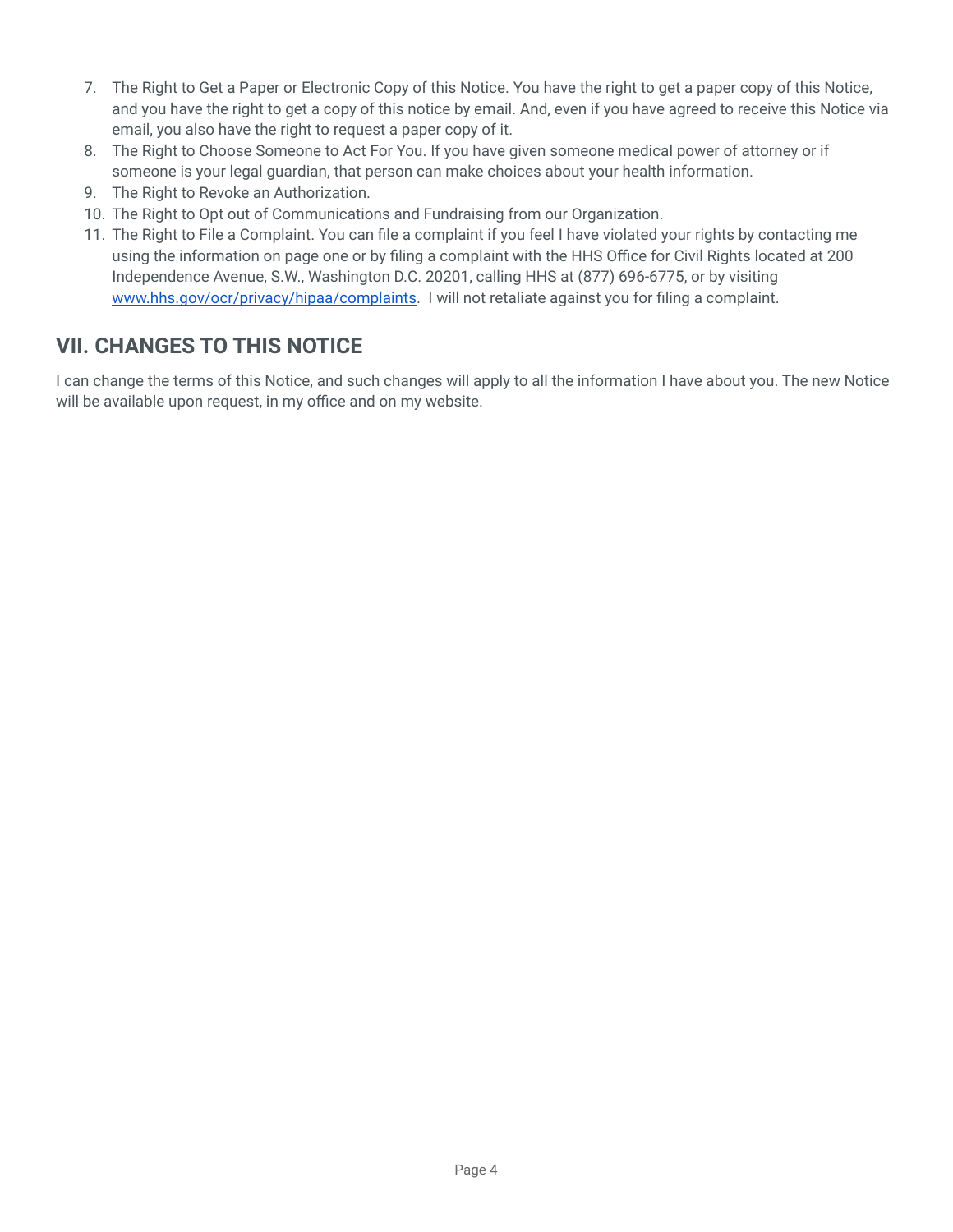7. The Right to Get a Paper or Electronic Copy of this Notice. You have the right to get a paper copy of this Notice, and you have the right to get a copy of this notice by email. And, even if you have agreed to receive this Notice via email, you also have the right to request a paper copy of it.
8. The Right to Choose Someone to Act For You. If you have given someone medical power of attorney or if someone is your legal guardian, that person can make choices about your health information.
9. The Right to Revoke an Authorization.
10. The Right to Opt out of Communications and Fundraising from our Organization.
11. The Right to File a Complaint. You can file a complaint if you feel I have violated your rights by contacting me using the information on page one or by filing a complaint with the HHS Office for Civil Rights located at 200 Independence Avenue, S.W., Washington D.C. 20201, calling HHS at (877) 696-6775, or by visiting [www.hhs.gov/ocr/privacy/hipaa/complaints](www.hhs.gov/ocr/privacy/hipaa/complaints). I will not retaliate against you for filing a complaint.

## VII. CHANGES TO THIS NOTICE

I can change the terms of this Notice, and such changes will apply to all the information I have about you. The new Notice will be available upon request, in my office and on my website.